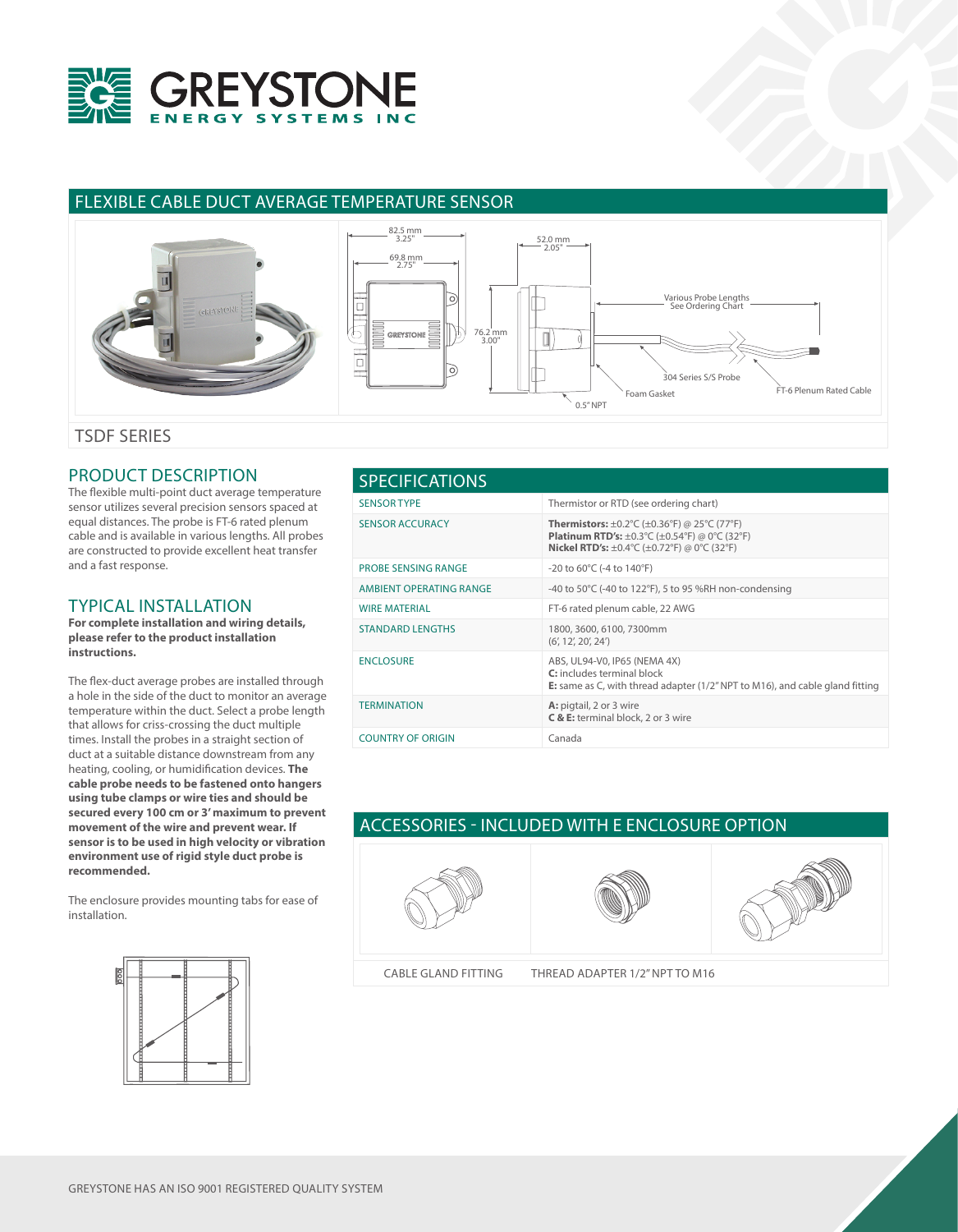# FLEXIBLE CABLE DUCT AVERAGE TEMPERATURE SENSOR

## TSDF SERIES

## PRODUCT DESCRIPTION

The flexible multi-point duct average temperature sensor utilizes several precision sensors spaced at equal distances. The probe is FT-6 rated plenum cable and is available in various lengths. All probes are constructed to provide excellent heat transfer and a fast response.

## TYPICAL INSTALLATION

**For complete installation and wiring details, please refer to the product installation instructions.**

The flex-duct average probes are installed through a hole in the side of the duct to monitor an average temperature within the duct. Select a probe length that allows for criss-crossing the duct multiple times. Install the probes in a straight section of duct at a suitable distance downstream from any heating, cooling, or humidification devices. **The cable probe needs to be fastened onto hangers using tube clamps or wire ties and should be secured every 100 cm or 3' maximum to prevent movement of the wire and prevent wear. If sensor is to be used in high velocity or vibration environment use of rigid style duct probe is recommended.**

The enclosure provides mounting tabs for ease of installation.

## SPECIFICATIONS

| | |
|---|---|
| SENSOR TYPE | Thermistor or RTD (see ordering chart) |
| SENSOR ACCURACY | **Thermistors:** ±0.2°C (±0.36°F) @ 25°C (77°F)<br>**Platinum RTD's:** ±0.3°C (±0.54°F) @ 0°C (32°F)<br>**Nickel RTD's:** ±0.4°C (±0.72°F) @ 0°C (32°F) |
| PROBE SENSING RANGE | -20 to 60°C (-4 to 140°F) |
| AMBIENT OPERATING RANGE | -40 to 50°C (-40 to 122°F), 5 to 95 %RH non-condensing |
| WIRE MATERIAL | FT-6 rated plenum cable, 22 AWG |
| STANDARD LENGTHS | 1800, 3600, 6100, 7300mm<br>(6', 12', 20', 24') |
| ENCLOSURE | ABS, UL94-V0, IP65 (NEMA 4X)<br>**C:** includes terminal block<br>**E:** same as C, with thread adapter (1/2" NPT to M16), and cable gland fitting |
| TERMINATION | **A:** pigtail, 2 or 3 wire<br>**C & E:** terminal block, 2 or 3 wire |
| COUNTRY OF ORIGIN | Canada |

## ACCESSORIES - INCLUDED WITH E ENCLOSURE OPTION

CABLE GLAND FITTING

THREAD ADAPTER 1/2" NPT TO M16

GREYSTONE HAS AN ISO 9001 REGISTERED QUALITY SYSTEM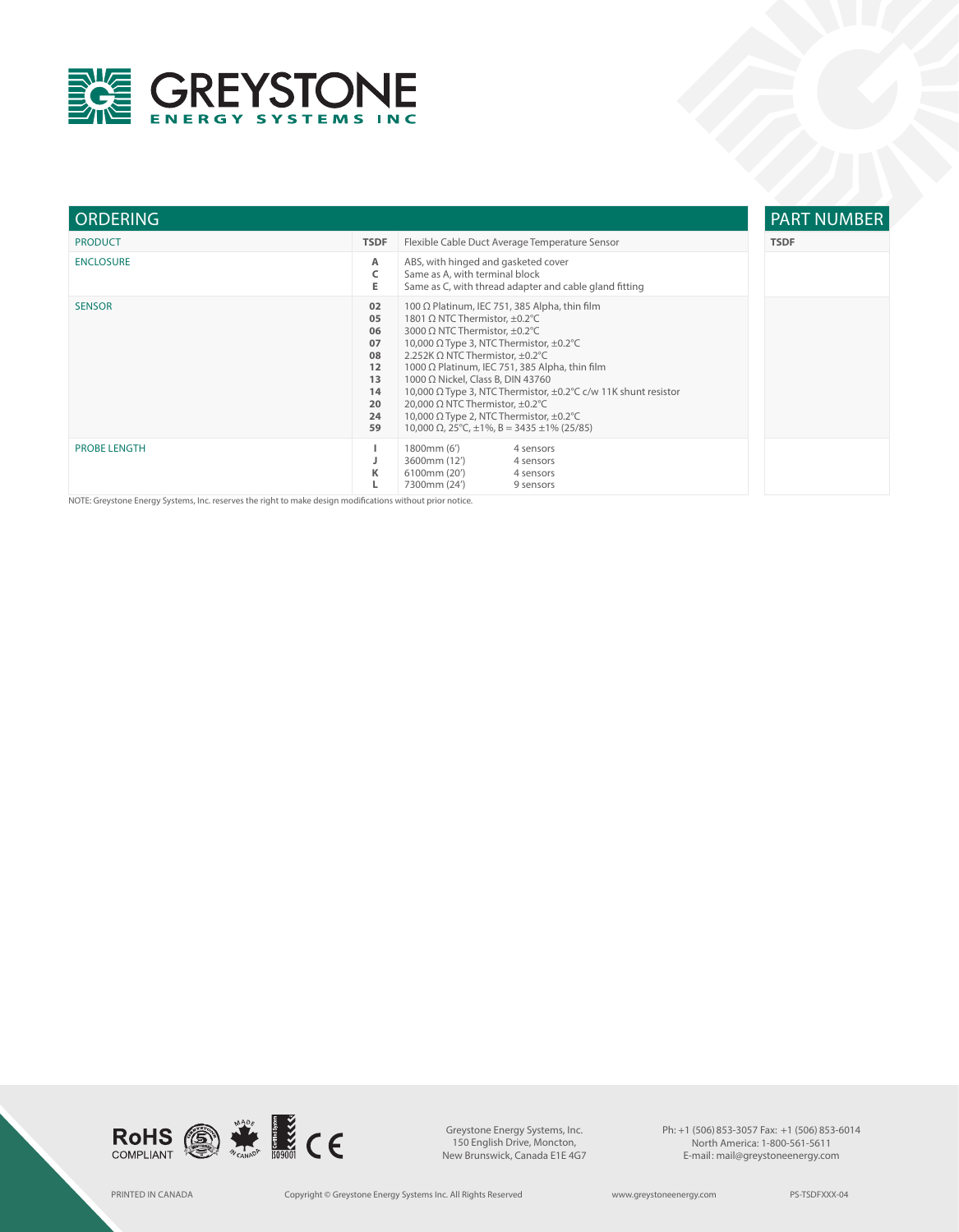## ORDERING

| | | | PART NUMBER |
|---|---|---|---|
| PRODUCT | **TSDF** | Flexible Cable Duct Average Temperature Sensor | **TSDF** |
| ENCLOSURE | **A**<br>**C**<br>**E** | ABS, with hinged and gasketed cover<br>Same as A, with terminal block<br>Same as C, with thread adapter and cable gland fitting | |
| SENSOR | **02**<br>**05**<br>**06**<br>**07**<br>**08**<br>**12**<br>**13**<br>**14**<br>**20**<br>**24**<br>**59** | 100 Ω Platinum, IEC 751, 385 Alpha, thin film<br>1801 Ω NTC Thermistor, ±0.2°C<br>3000 Ω NTC Thermistor, ±0.2°C<br>10,000 Ω Type 3, NTC Thermistor, ±0.2°C<br>2.252K Ω NTC Thermistor, ±0.2°C<br>1000 Ω Platinum, IEC 751, 385 Alpha, thin film<br>1000 Ω Nickel, Class B, DIN 43760<br>10,000 Ω Type 3, NTC Thermistor, ±0.2°C c/w 11K shunt resistor<br>20,000 Ω NTC Thermistor, ±0.2°C<br>10,000 Ω Type 2, NTC Thermistor, ±0.2°C<br>10,000 Ω, 25°C, ±1%, B = 3435 ±1% (25/85) | |
| PROBE LENGTH | **I**<br>**J**<br>**K**<br>**L** | 1800mm (6') 4 sensors<br>3600mm (12') 4 sensors<br>6100mm (20') 4 sensors<br>7300mm (24') 9 sensors | |

NOTE: Greystone Energy Systems, Inc. reserves the right to make design modifications without prior notice.

Greystone Energy Systems, Inc.
150 English Drive, Moncton,
New Brunswick, Canada E1E 4G7

Ph: +1 (506) 853-3057 Fax: +1 (506) 853-6014
North America: 1-800-561-5611
E-mail: mail@greystoneenergy.com

PRINTED IN CANADA

Copyright © Greystone Energy Systems Inc. All Rights Reserved

www.greystoneenergy.com

PS-TSDFXXX-04